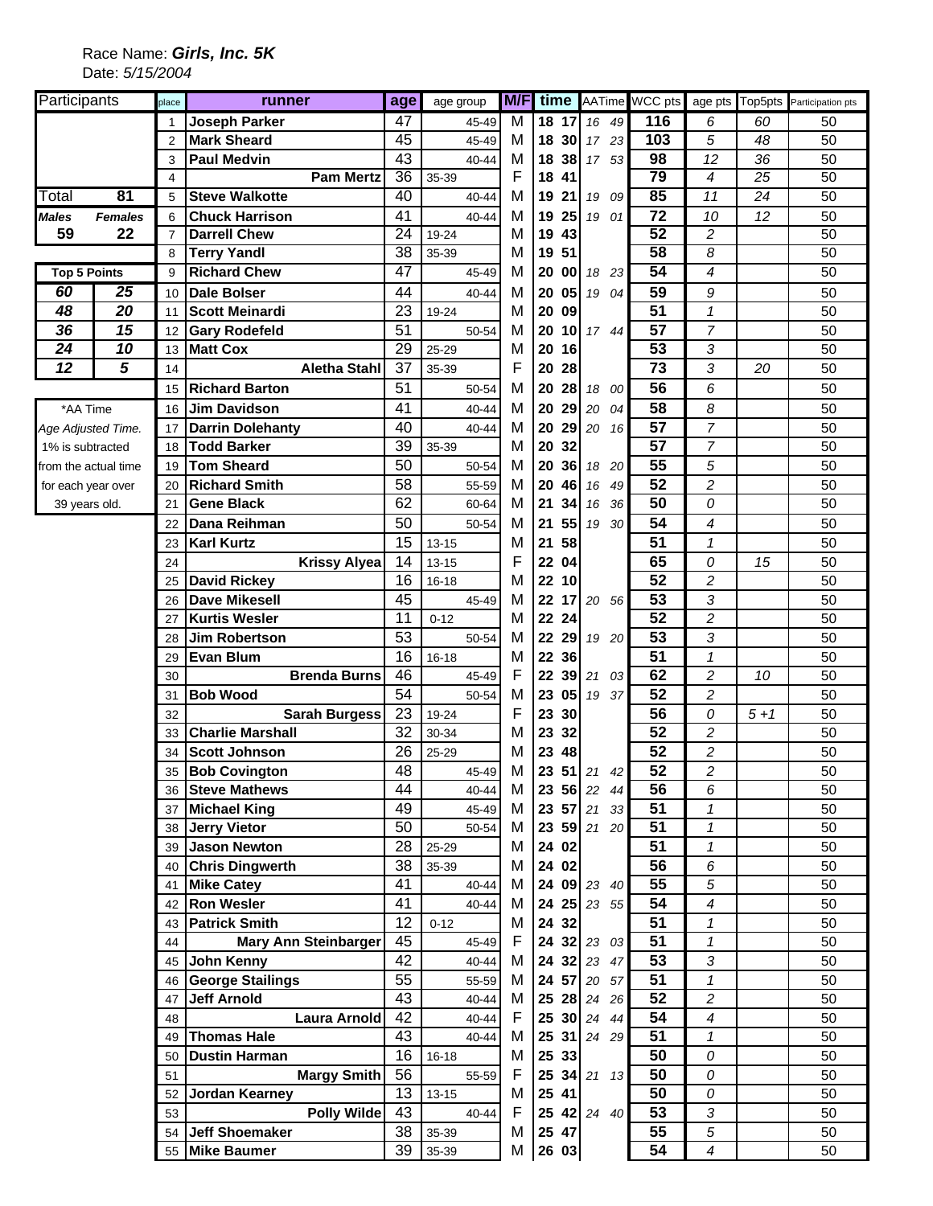Race Name: ***Girls, Inc. 5K***

Date: *5/15/2004*

| Participants | | place | runner | age | age group | M/F | time | | AATime | | WCC pts | age pts | Top5pts | Participation pts |
|---|---|---|---|---|---|---|---|---|---|---|---|---|---|---|
| | | 1 | **Joseph Parker** | 47 | 45-49 | M | **18** | **17** | *16* | *49* | **116** | *6* | *60* | 50 |
| | | 2 | **Mark Sheard** | 45 | 45-49 | M | **18** | **30** | *17* | *23* | **103** | *5* | *48* | 50 |
| | | 3 | **Paul Medvin** | 43 | 40-44 | M | **18** | **38** | *17* | *53* | **98** | *12* | *36* | 50 |
| | | 4 | **Pam Mertz** | 36 | 35-39 | F | **18** | **41** | | | **79** | *4* | *25* | 50 |
| Total | **81** | 5 | **Steve Walkotte** | 40 | 40-44 | M | **19** | **21** | *19* | *09* | **85** | *11* | *24* | 50 |
| ***Males*** | ***Females*** | 6 | **Chuck Harrison** | 41 | 40-44 | M | **19** | **25** | *19* | *01* | **72** | *10* | *12* | 50 |
| **59** | **22** | 7 | **Darrell Chew** | 24 | 19-24 | M | **19** | **43** | | | **52** | *2* | | 50 |
| | | 8 | **Terry Yandl** | 38 | 35-39 | M | **19** | **51** | | | **58** | *8* | | 50 |
| **Top 5 Points** | | 9 | **Richard Chew** | 47 | 45-49 | M | **20** | **00** | *18* | *23* | **54** | *4* | | 50 |
| ***60*** | ***25*** | 10 | **Dale Bolser** | 44 | 40-44 | M | **20** | **05** | *19* | *04* | **59** | *9* | | 50 |
| ***48*** | ***20*** | 11 | **Scott Meinardi** | 23 | 19-24 | M | **20** | **09** | | | **51** | *1* | | 50 |
| ***36*** | ***15*** | 12 | **Gary Rodefeld** | 51 | 50-54 | M | **20** | **10** | *17* | *44* | **57** | *7* | | 50 |
| ***24*** | ***10*** | 13 | **Matt Cox** | 29 | 25-29 | M | **20** | **16** | | | **53** | *3* | | 50 |
| ***12*** | ***5*** | 14 | **Aletha Stahl** | 37 | 35-39 | F | **20** | **28** | | | **73** | *3* | *20* | 50 |
| | | 15 | **Richard Barton** | 51 | 50-54 | M | **20** | **28** | *18* | *00* | **56** | *6* | | 50 |
| *AA Time | | 16 | **Jim Davidson** | 41 | 40-44 | M | **20** | **29** | *20* | *04* | **58** | *8* | | 50 |
| *Age Adjusted Time.* | | 17 | **Darrin Dolehanty** | 40 | 40-44 | M | **20** | **29** | *20* | *16* | **57** | *7* | | 50 |
| 1% is subtracted | | 18 | **Todd Barker** | 39 | 35-39 | M | **20** | **32** | | | **57** | *7* | | 50 |
| from the actual time | | 19 | **Tom Sheard** | 50 | 50-54 | M | **20** | **36** | *18* | *20* | **55** | *5* | | 50 |
| for each year over | | 20 | **Richard Smith** | 58 | 55-59 | M | **20** | **46** | *16* | *49* | **52** | *2* | | 50 |
| 39 years old. | | 21 | **Gene Black** | 62 | 60-64 | M | **21** | **34** | *16* | *36* | **50** | *0* | | 50 |
| | | 22 | **Dana Reihman** | 50 | 50-54 | M | **21** | **55** | *19* | *30* | **54** | *4* | | 50 |
| | | 23 | **Karl Kurtz** | 15 | 13-15 | M | **21** | **58** | | | **51** | *1* | | 50 |
| | | 24 | **Krissy Alyea** | 14 | 13-15 | F | **22** | **04** | | | **65** | *0* | *15* | 50 |
| | | 25 | **David Rickey** | 16 | 16-18 | M | **22** | **10** | | | **52** | *2* | | 50 |
| | | 26 | **Dave Mikesell** | 45 | 45-49 | M | **22** | **17** | *20* | *56* | **53** | *3* | | 50 |
| | | 27 | **Kurtis Wesler** | 11 | 0-12 | M | **22** | **24** | | | **52** | *2* | | 50 |
| | | 28 | **Jim Robertson** | 53 | 50-54 | M | **22** | **29** | *19* | *20* | **53** | *3* | | 50 |
| | | 29 | **Evan Blum** | 16 | 16-18 | M | **22** | **36** | | | **51** | *1* | | 50 |
| | | 30 | **Brenda Burns** | 46 | 45-49 | F | **22** | **39** | *21* | *03* | **62** | *2* | *10* | 50 |
| | | 31 | **Bob Wood** | 54 | 50-54 | M | **23** | **05** | *19* | *37* | **52** | *2* | | 50 |
| | | 32 | **Sarah Burgess** | 23 | 19-24 | F | **23** | **30** | | | **56** | *0* | *5 +1* | 50 |
| | | 33 | **Charlie Marshall** | 32 | 30-34 | M | **23** | **32** | | | **52** | *2* | | 50 |
| | | 34 | **Scott Johnson** | 26 | 25-29 | M | **23** | **48** | | | **52** | *2* | | 50 |
| | | 35 | **Bob Covington** | 48 | 45-49 | M | **23** | **51** | *21* | *42* | **52** | *2* | | 50 |
| | | 36 | **Steve Mathews** | 44 | 40-44 | M | **23** | **56** | *22* | *44* | **56** | *6* | | 50 |
| | | 37 | **Michael King** | 49 | 45-49 | M | **23** | **57** | *21* | *33* | **51** | *1* | | 50 |
| | | 38 | **Jerry Vietor** | 50 | 50-54 | M | **23** | **59** | *21* | *20* | **51** | *1* | | 50 |
| | | 39 | **Jason Newton** | 28 | 25-29 | M | **24** | **02** | | | **51** | *1* | | 50 |
| | | 40 | **Chris Dingwerth** | 38 | 35-39 | M | **24** | **02** | | | **56** | *6* | | 50 |
| | | 41 | **Mike Catey** | 41 | 40-44 | M | **24** | **09** | *23* | *40* | **55** | *5* | | 50 |
| | | 42 | **Ron Wesler** | 41 | 40-44 | M | **24** | **25** | *23* | *55* | **54** | *4* | | 50 |
| | | 43 | **Patrick Smith** | 12 | 0-12 | M | **24** | **32** | | | **51** | *1* | | 50 |
| | | 44 | **Mary Ann Steinbarger** | 45 | 45-49 | F | **24** | **32** | *23* | *03* | **51** | *1* | | 50 |
| | | 45 | **John Kenny** | 42 | 40-44 | M | **24** | **32** | *23* | *47* | **53** | *3* | | 50 |
| | | 46 | **George Stailings** | 55 | 55-59 | M | **24** | **57** | *20* | *57* | **51** | *1* | | 50 |
| | | 47 | **Jeff Arnold** | 43 | 40-44 | M | **25** | **28** | *24* | *26* | **52** | *2* | | 50 |
| | | 48 | **Laura Arnold** | 42 | 40-44 | F | **25** | **30** | *24* | *44* | **54** | *4* | | 50 |
| | | 49 | **Thomas Hale** | 43 | 40-44 | M | **25** | **31** | *24* | *29* | **51** | *1* | | 50 |
| | | 50 | **Dustin Harman** | 16 | 16-18 | M | **25** | **33** | | | **50** | *0* | | 50 |
| | | 51 | **Margy Smith** | 56 | 55-59 | F | **25** | **34** | *21* | *13* | **50** | *0* | | 50 |
| | | 52 | **Jordan Kearney** | 13 | 13-15 | M | **25** | **41** | | | **50** | *0* | | 50 |
| | | 53 | **Polly Wilde** | 43 | 40-44 | F | **25** | **42** | *24* | *40* | **53** | *3* | | 50 |
| | | 54 | **Jeff Shoemaker** | 38 | 35-39 | M | **25** | **47** | | | **55** | *5* | | 50 |
| | | 55 | **Mike Baumer** | 39 | 35-39 | M | **26** | **03** | | | **54** | *4* | | 50 |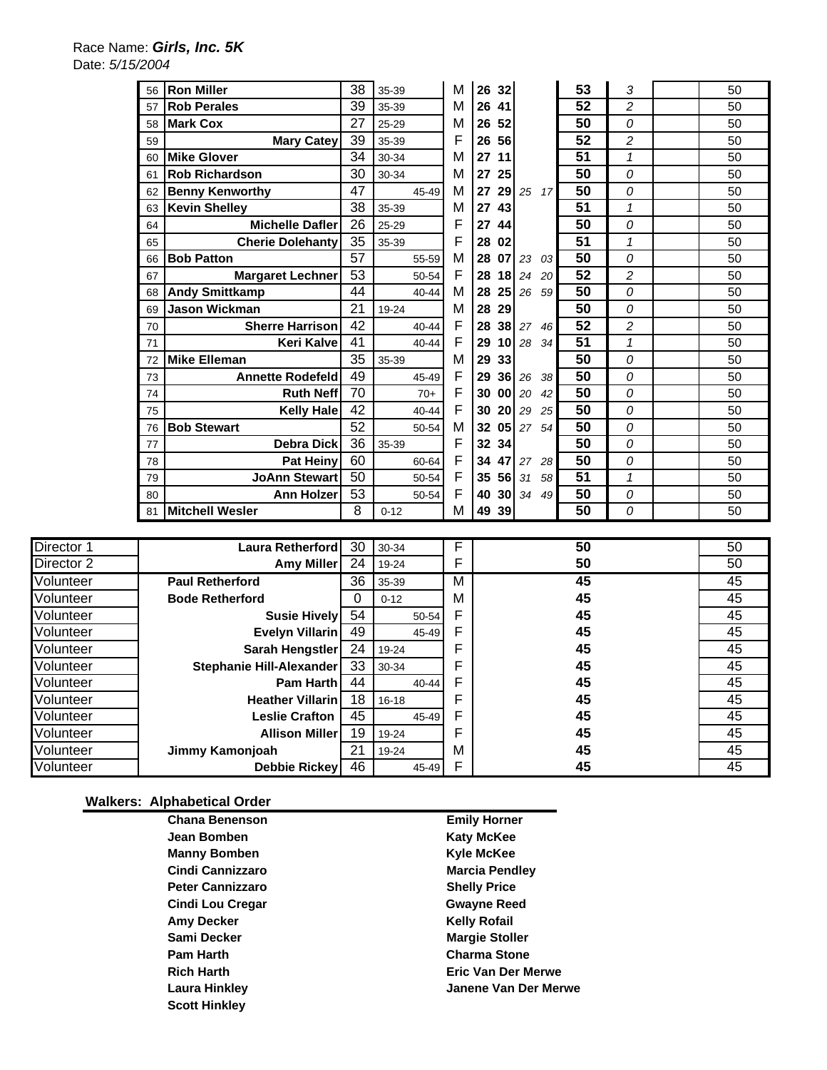Race Name: ***Girls, Inc. 5K***
Date: *5/15/2004*

| | | | | | | | | | | | | |
|---|---|---|---|---|---|---|---|---|---|---|---|---|
| 56 | **Ron Miller** | 38 | 35-39 | M | **26** | **32** | | | **53** | *3* | | 50 |
| 57 | **Rob Perales** | 39 | 35-39 | M | **26** | **41** | | | **52** | *2* | | 50 |
| 58 | **Mark Cox** | 27 | 25-29 | M | **26** | **52** | | | **50** | *0* | | 50 |
| 59 | **Mary Catey** | 39 | 35-39 | F | **26** | **56** | | | **52** | *2* | | 50 |
| 60 | **Mike Glover** | 34 | 30-34 | M | **27** | **11** | | | **51** | *1* | | 50 |
| 61 | **Rob Richardson** | 30 | 30-34 | M | **27** | **25** | | | **50** | *0* | | 50 |
| 62 | **Benny Kenworthy** | 47 | 45-49 | M | **27** | **29** | *25* | *17* | **50** | *0* | | 50 |
| 63 | **Kevin Shelley** | 38 | 35-39 | M | **27** | **43** | | | **51** | *1* | | 50 |
| 64 | **Michelle Dafler** | 26 | 25-29 | F | **27** | **44** | | | **50** | *0* | | 50 |
| 65 | **Cherie Dolehanty** | 35 | 35-39 | F | **28** | **02** | | | **51** | *1* | | 50 |
| 66 | **Bob Patton** | 57 | 55-59 | M | **28** | **07** | *23* | *03* | **50** | *0* | | 50 |
| 67 | **Margaret Lechner** | 53 | 50-54 | F | **28** | **18** | *24* | *20* | **52** | *2* | | 50 |
| 68 | **Andy Smittkamp** | 44 | 40-44 | M | **28** | **25** | *26* | *59* | **50** | *0* | | 50 |
| 69 | **Jason Wickman** | 21 | 19-24 | M | **28** | **29** | | | **50** | *0* | | 50 |
| 70 | **Sherre Harrison** | 42 | 40-44 | F | **28** | **38** | *27* | *46* | **52** | *2* | | 50 |
| 71 | **Keri Kalve** | 41 | 40-44 | F | **29** | **10** | *28* | *34* | **51** | *1* | | 50 |
| 72 | **Mike Elleman** | 35 | 35-39 | M | **29** | **33** | | | **50** | *0* | | 50 |
| 73 | **Annette Rodefeld** | 49 | 45-49 | F | **29** | **36** | *26* | *38* | **50** | *0* | | 50 |
| 74 | **Ruth Neff** | 70 | 70+ | F | **30** | **00** | *20* | *42* | **50** | *0* | | 50 |
| 75 | **Kelly Hale** | 42 | 40-44 | F | **30** | **20** | *29* | *25* | **50** | *0* | | 50 |
| 76 | **Bob Stewart** | 52 | 50-54 | M | **32** | **05** | *27* | *54* | **50** | *0* | | 50 |
| 77 | **Debra Dick** | 36 | 35-39 | F | **32** | **34** | | | **50** | *0* | | 50 |
| 78 | **Pat Heiny** | 60 | 60-64 | F | **34** | **47** | *27* | *28* | **50** | *0* | | 50 |
| 79 | **JoAnn Stewart** | 50 | 50-54 | F | **35** | **56** | *31* | *58* | **51** | *1* | | 50 |
| 80 | **Ann Holzer** | 53 | 50-54 | F | **40** | **30** | *34* | *49* | **50** | *0* | | 50 |
| 81 | **Mitchell Wesler** | 8 | 0-12 | M | **49** | **39** | | | **50** | *0* | | 50 |

| | | | | | | |
|---|---|---|---|---|---|---|
| Director 1 | **Laura Retherford** | 30 | 30-34 | F | **50** | 50 |
| Director 2 | **Amy Miller** | 24 | 19-24 | F | **50** | 50 |
| Volunteer | **Paul Retherford** | 36 | 35-39 | M | **45** | 45 |
| Volunteer | **Bode Retherford** | 0 | 0-12 | M | **45** | 45 |
| Volunteer | **Susie Hively** | 54 | 50-54 | F | **45** | 45 |
| Volunteer | **Evelyn Villarin** | 49 | 45-49 | F | **45** | 45 |
| Volunteer | **Sarah Hengstler** | 24 | 19-24 | F | **45** | 45 |
| Volunteer | **Stephanie Hill-Alexander** | 33 | 30-34 | F | **45** | 45 |
| Volunteer | **Pam Harth** | 44 | 40-44 | F | **45** | 45 |
| Volunteer | **Heather Villarin** | 18 | 16-18 | F | **45** | 45 |
| Volunteer | **Leslie Crafton** | 45 | 45-49 | F | **45** | 45 |
| Volunteer | **Allison Miller** | 19 | 19-24 | F | **45** | 45 |
| Volunteer | **Jimmy Kamonjoah** | 21 | 19-24 | M | **45** | 45 |
| Volunteer | **Debbie Rickey** | 46 | 45-49 | F | **45** | 45 |

**Walkers: Alphabetical Order**

**Chana Benenson**
**Jean Bomben**
**Manny Bomben**
**Cindi Cannizzaro**
**Peter Cannizzaro**
**Cindi Lou Cregar**
**Amy Decker**
**Sami Decker**
**Pam Harth**
**Rich Harth**
**Laura Hinkley**
**Scott Hinkley**
**Emily Horner**
**Katy McKee**
**Kyle McKee**
**Marcia Pendley**
**Shelly Price**
**Gwayne Reed**
**Kelly Rofail**
**Margie Stoller**
**Charma Stone**
**Eric Van Der Merwe**
**Janene Van Der Merwe**